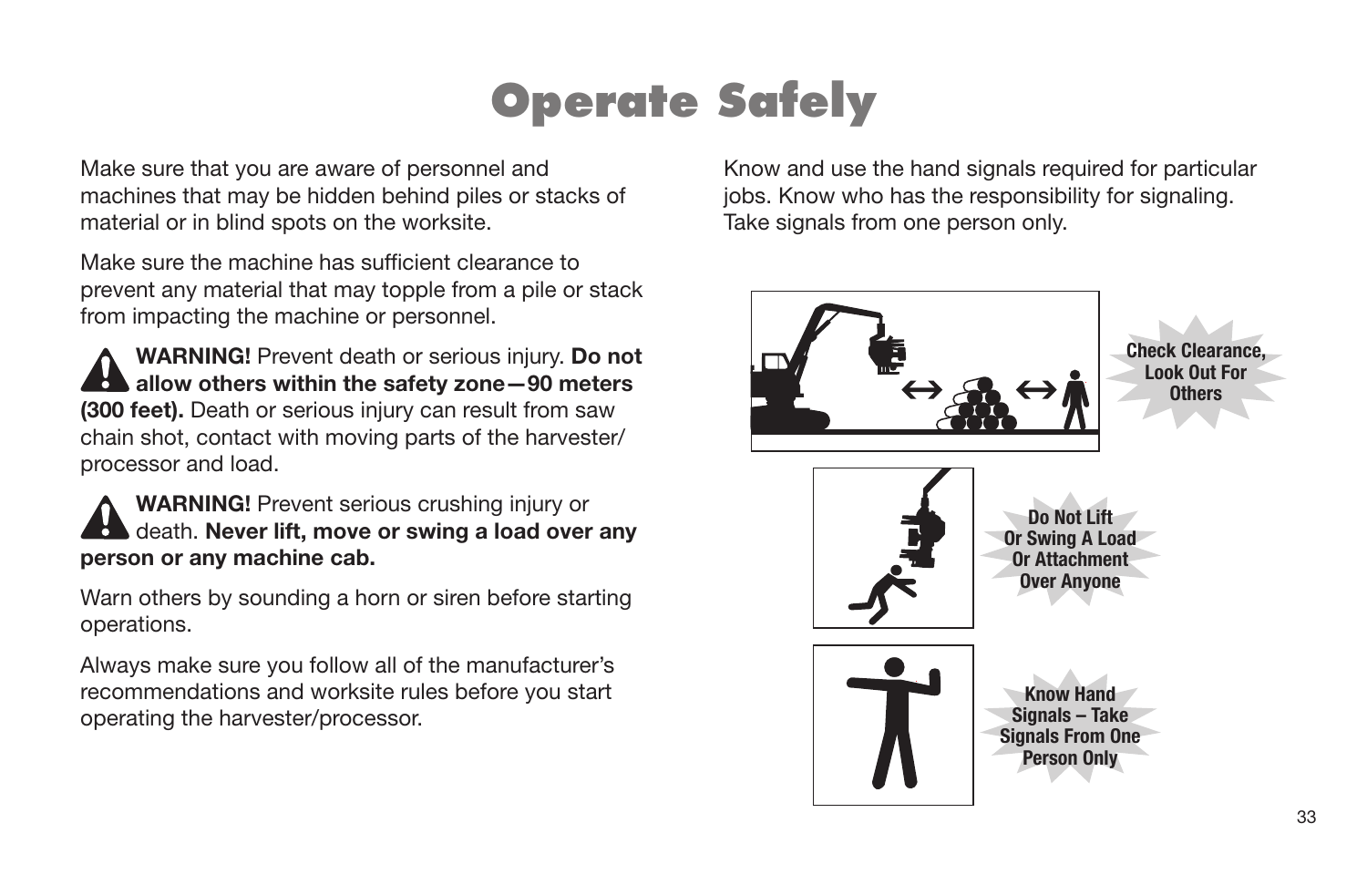# Operate Safely

Make sure that you are aware of personnel and machines that may be hidden behind piles or stacks of material or in blind spots on the worksite.

Make sure the machine has sufficient clearance to prevent any material that may topple from a pile or stack from impacting the machine or personnel.

**WARNING!** Prevent death or serious injury. **Do not allow others within the safety zone—90 meters (300 feet).** Death or serious injury can result from saw chain shot, contact with moving parts of the harvester/processor and load.

**WARNING!** Prevent serious crushing injury or death. **Never lift, move or swing a load over any person or any machine cab.**

Warn others by sounding a horn or siren before starting operations.

Always make sure you follow all of the manufacturer's recommendations and worksite rules before you start operating the harvester/processor.

Know and use the hand signals required for particular jobs. Know who has the responsibility for signaling. Take signals from one person only.

**Check Clearance, Look Out For Others**

**Do Not Lift Or Swing A Load Or Attachment Over Anyone**

**Know Hand Signals – Take Signals From One Person Only**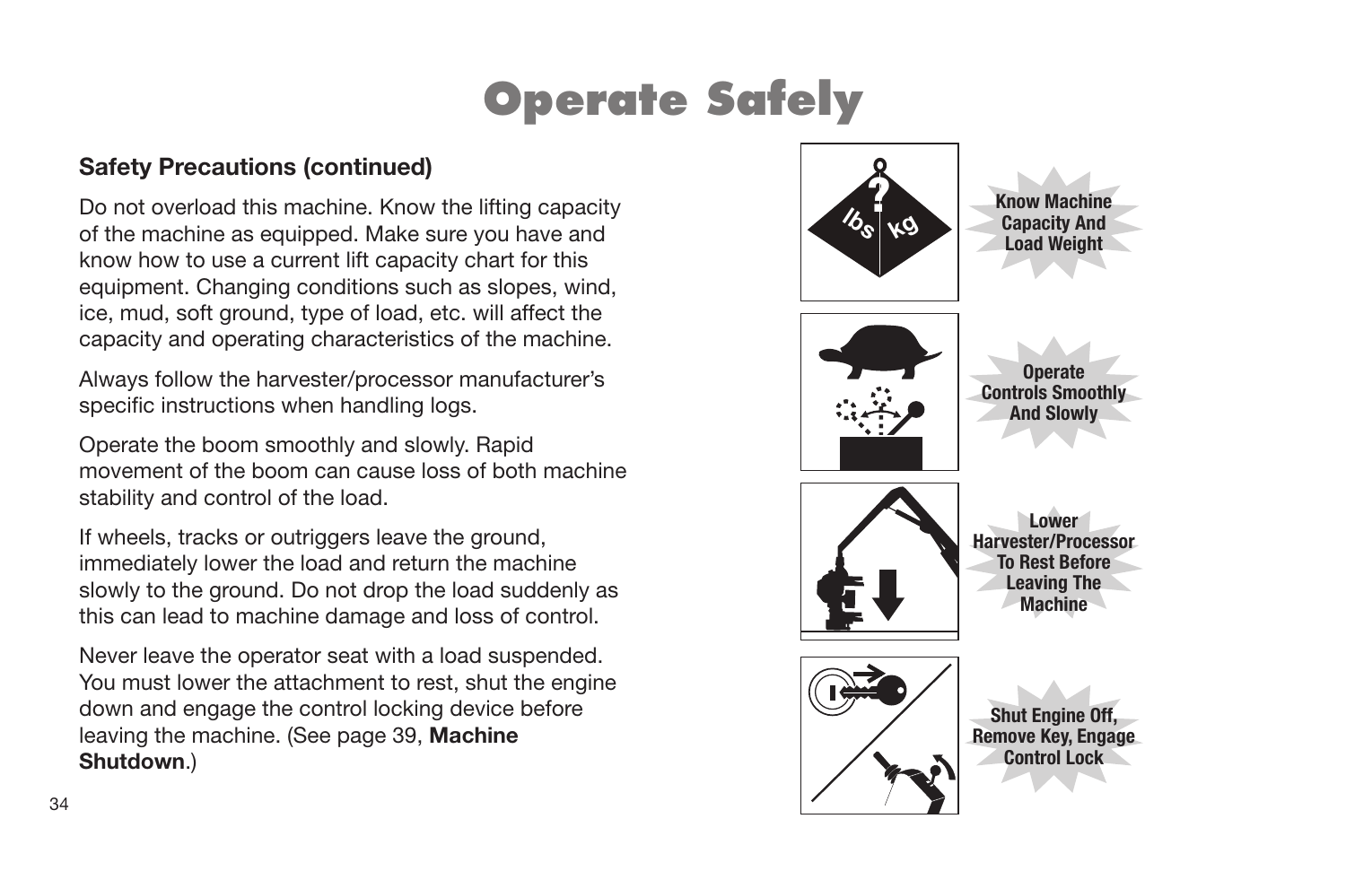# Operate Safely

## Safety Precautions (continued)

Do not overload this machine. Know the lifting capacity of the machine as equipped. Make sure you have and know how to use a current lift capacity chart for this equipment. Changing conditions such as slopes, wind, ice, mud, soft ground, type of load, etc. will affect the capacity and operating characteristics of the machine.

Always follow the harvester/processor manufacturer's specific instructions when handling logs.

Operate the boom smoothly and slowly. Rapid movement of the boom can cause loss of both machine stability and control of the load.

If wheels, tracks or outriggers leave the ground, immediately lower the load and return the machine slowly to the ground. Do not drop the load suddenly as this can lead to machine damage and loss of control.

Never leave the operator seat with a load suspended. You must lower the attachment to rest, shut the engine down and engage the control locking device before leaving the machine. (See page 39, **Machine Shutdown**.)

**Know Machine Capacity And Load Weight**

**Operate Controls Smoothly And Slowly**

**Lower Harvester/Processor To Rest Before Leaving The Machine**

**Shut Engine Off, Remove Key, Engage Control Lock**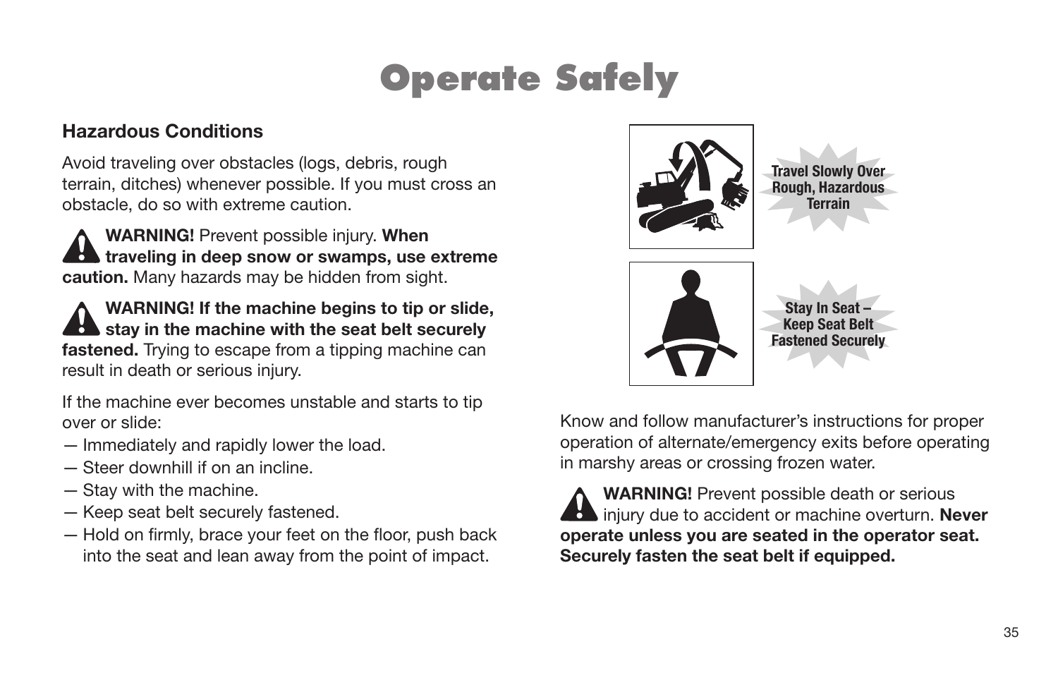# Operate Safely

## Hazardous Conditions

Avoid traveling over obstacles (logs, debris, rough terrain, ditches) whenever possible. If you must cross an obstacle, do so with extreme caution.

**WARNING!** Prevent possible injury. **When traveling in deep snow or swamps, use extreme caution.** Many hazards may be hidden from sight.

**WARNING! If the machine begins to tip or slide, stay in the machine with the seat belt securely fastened.** Trying to escape from a tipping machine can result in death or serious injury.

If the machine ever becomes unstable and starts to tip over or slide:

— Immediately and rapidly lower the load.
— Steer downhill if on an incline.
— Stay with the machine.
— Keep seat belt securely fastened.
— Hold on firmly, brace your feet on the floor, push back into the seat and lean away from the point of impact.

Travel Slowly Over Rough, Hazardous Terrain

Stay In Seat – Keep Seat Belt Fastened Securely

Know and follow manufacturer's instructions for proper operation of alternate/emergency exits before operating in marshy areas or crossing frozen water.

**WARNING!** Prevent possible death or serious injury due to accident or machine overturn. **Never operate unless you are seated in the operator seat. Securely fasten the seat belt if equipped.**